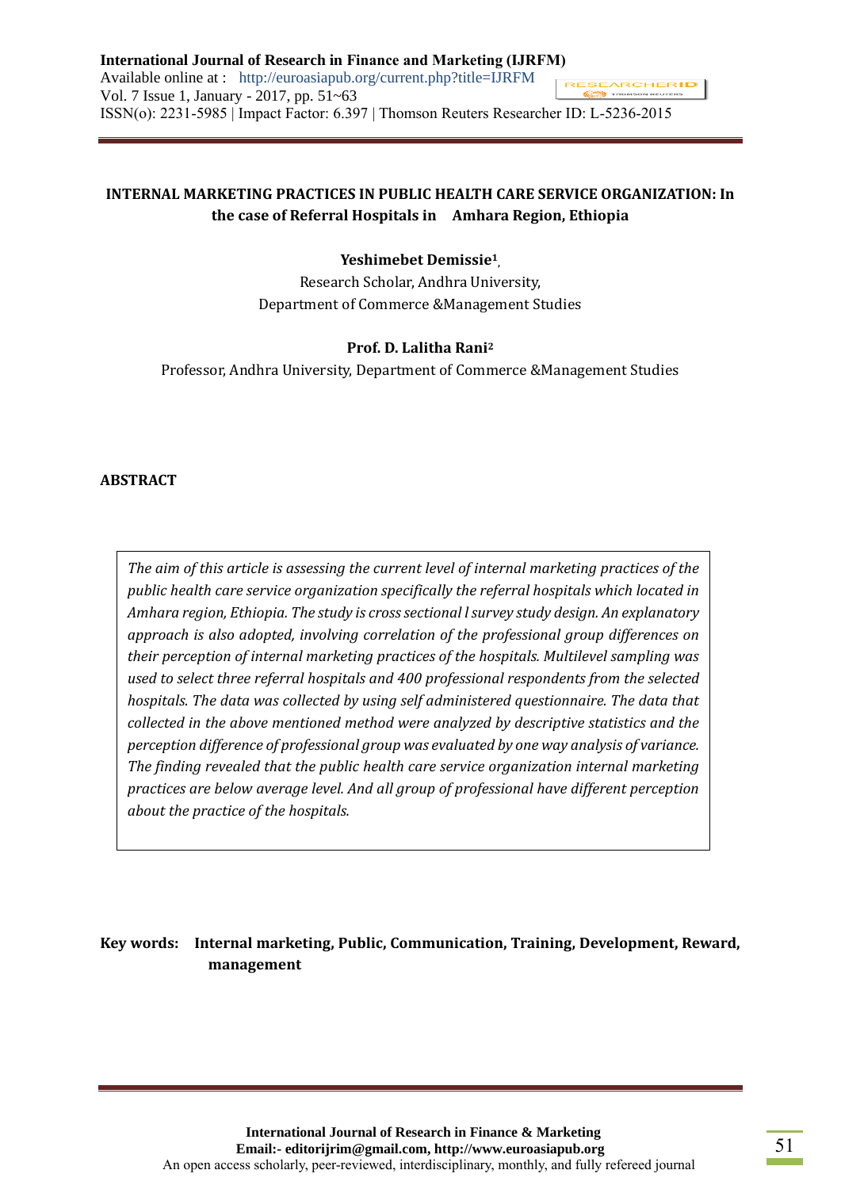# INTERNAL MARKETING PRACTICES IN PUBLIC HEALTH CARE SERVICE ORGANIZATION: In the case of Referral Hospitals in Amhara Region, Ethiopia

**Yeshimebet Demissie[1]**,
Research Scholar, Andhra University,
Department of Commerce &Management Studies

**Prof. D. Lalitha Rani[2]**
Professor, Andhra University, Department of Commerce &Management Studies

## ABSTRACT

*The aim of this article is assessing the current level of internal marketing practices of the public health care service organization specifically the referral hospitals which located in Amhara region, Ethiopia. The study is cross sectional l survey study design. An explanatory approach is also adopted, involving correlation of the professional group differences on their perception of internal marketing practices of the hospitals. Multilevel sampling was used to select three referral hospitals and 400 professional respondents from the selected hospitals. The data was collected by using self administered questionnaire. The data that collected in the above mentioned method were analyzed by descriptive statistics and the perception difference of professional group was evaluated by one way analysis of variance. The finding revealed that the public health care service organization internal marketing practices are below average level. And all group of professional have different perception about the practice of the hospitals.*

**Key words: Internal marketing, Public, Communication, Training, Development, Reward, management**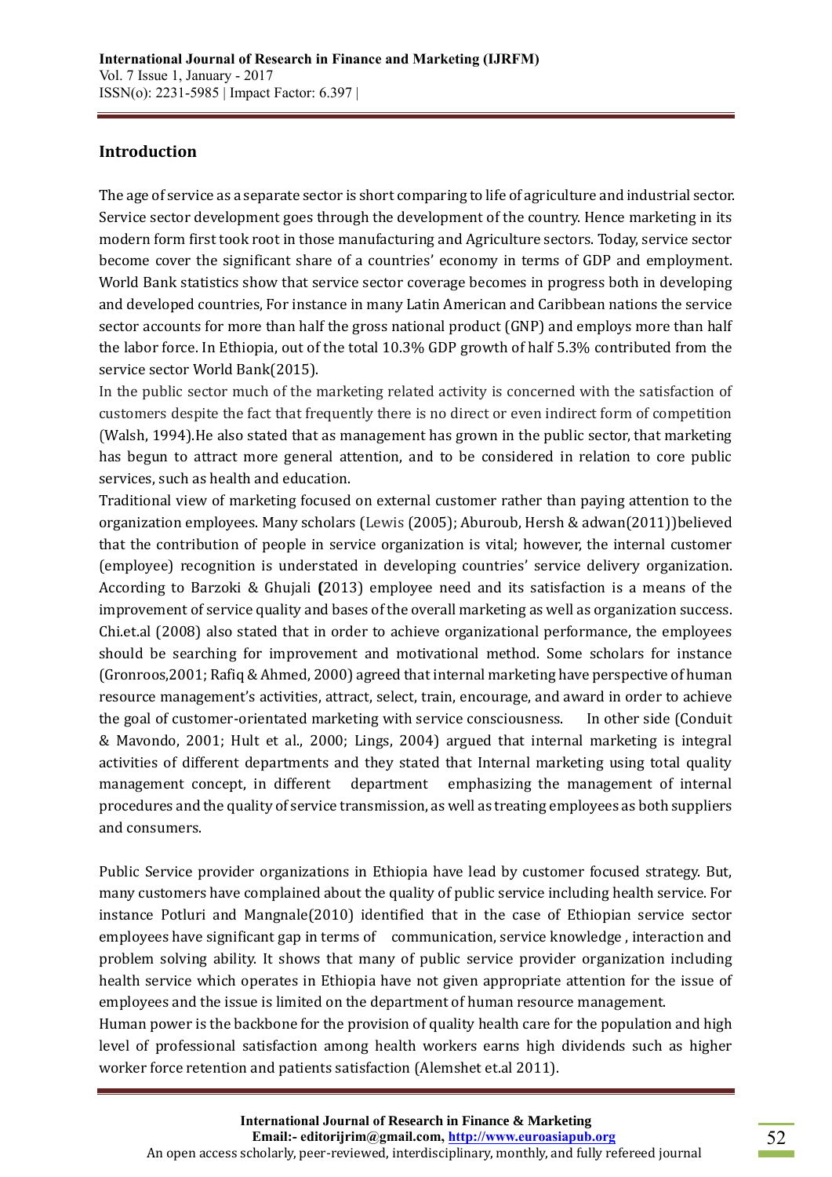## Introduction

The age of service as a separate sector is short comparing to life of agriculture and industrial sector. Service sector development goes through the development of the country. Hence marketing in its modern form first took root in those manufacturing and Agriculture sectors. Today, service sector become cover the significant share of a countries' economy in terms of GDP and employment. World Bank statistics show that service sector coverage becomes in progress both in developing and developed countries, For instance in many Latin American and Caribbean nations the service sector accounts for more than half the gross national product (GNP) and employs more than half the labor force. In Ethiopia, out of the total 10.3% GDP growth of half 5.3% contributed from the service sector World Bank(2015).

In the public sector much of the marketing related activity is concerned with the satisfaction of customers despite the fact that frequently there is no direct or even indirect form of competition (Walsh, 1994).He also stated that as management has grown in the public sector, that marketing has begun to attract more general attention, and to be considered in relation to core public services, such as health and education.

Traditional view of marketing focused on external customer rather than paying attention to the organization employees. Many scholars (Lewis (2005); Aburoub, Hersh & adwan(2011))believed that the contribution of people in service organization is vital; however, the internal customer (employee) recognition is understated in developing countries' service delivery organization. According to Barzoki & Ghujali **(**2013) employee need and its satisfaction is a means of the improvement of service quality and bases of the overall marketing as well as organization success. Chi.et.al (2008) also stated that in order to achieve organizational performance, the employees should be searching for improvement and motivational method. Some scholars for instance (Gronroos,2001; Rafiq & Ahmed, 2000) agreed that internal marketing have perspective of human resource management's activities, attract, select, train, encourage, and award in order to achieve the goal of customer-orientated marketing with service consciousness. In other side (Conduit & Mavondo, 2001; Hult et al., 2000; Lings, 2004) argued that internal marketing is integral activities of different departments and they stated that Internal marketing using total quality management concept, in different department emphasizing the management of internal procedures and the quality of service transmission, as well as treating employees as both suppliers and consumers.

Public Service provider organizations in Ethiopia have lead by customer focused strategy. But, many customers have complained about the quality of public service including health service. For instance Potluri and Mangnale(2010) identified that in the case of Ethiopian service sector employees have significant gap in terms of communication, service knowledge , interaction and problem solving ability. It shows that many of public service provider organization including health service which operates in Ethiopia have not given appropriate attention for the issue of employees and the issue is limited on the department of human resource management.

Human power is the backbone for the provision of quality health care for the population and high level of professional satisfaction among health workers earns high dividends such as higher worker force retention and patients satisfaction (Alemshet et.al 2011).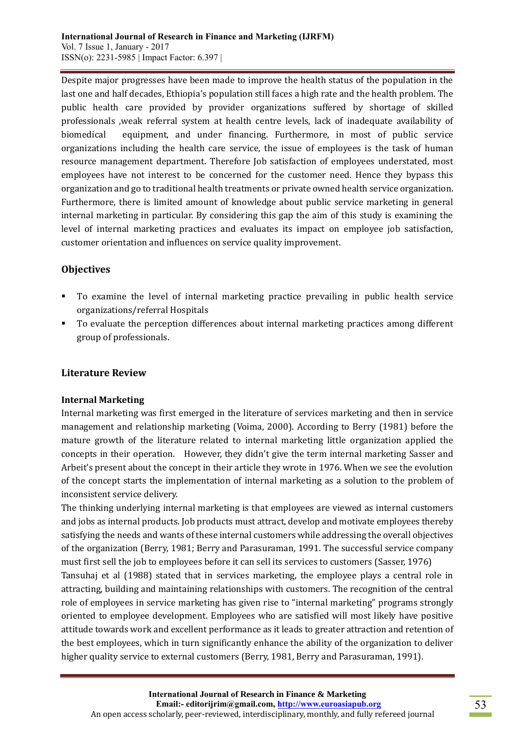Despite major progresses have been made to improve the health status of the population in the last one and half decades, Ethiopia's population still faces a high rate and the health problem. The public health care provided by provider organizations suffered by shortage of skilled professionals ,weak referral system at health centre levels, lack of inadequate availability of biomedical equipment, and under financing. Furthermore, in most of public service organizations including the health care service, the issue of employees is the task of human resource management department. Therefore Job satisfaction of employees understated, most employees have not interest to be concerned for the customer need. Hence they bypass this organization and go to traditional health treatments or private owned health service organization. Furthermore, there is limited amount of knowledge about public service marketing in general internal marketing in particular. By considering this gap the aim of this study is examining the level of internal marketing practices and evaluates its impact on employee job satisfaction, customer orientation and influences on service quality improvement.

## Objectives

- To examine the level of internal marketing practice prevailing in public health service organizations/referral Hospitals
- To evaluate the perception differences about internal marketing practices among different group of professionals.

## Literature Review

### Internal Marketing

Internal marketing was first emerged in the literature of services marketing and then in service management and relationship marketing (Voima, 2000). According to Berry (1981) before the mature growth of the literature related to internal marketing little organization applied the concepts in their operation. However, they didn't give the term internal marketing Sasser and Arbeit's present about the concept in their article they wrote in 1976. When we see the evolution of the concept starts the implementation of internal marketing as a solution to the problem of inconsistent service delivery.

The thinking underlying internal marketing is that employees are viewed as internal customers and jobs as internal products. Job products must attract, develop and motivate employees thereby satisfying the needs and wants of these internal customers while addressing the overall objectives of the organization (Berry, 1981; Berry and Parasuraman, 1991. The successful service company must first sell the job to employees before it can sell its services to customers (Sasser, 1976)

Tansuhaj et al (1988) stated that in services marketing, the employee plays a central role in attracting, building and maintaining relationships with customers. The recognition of the central role of employees in service marketing has given rise to "internal marketing" programs strongly oriented to employee development. Employees who are satisfied will most likely have positive attitude towards work and excellent performance as it leads to greater attraction and retention of the best employees, which in turn significantly enhance the ability of the organization to deliver higher quality service to external customers (Berry, 1981, Berry and Parasuraman, 1991).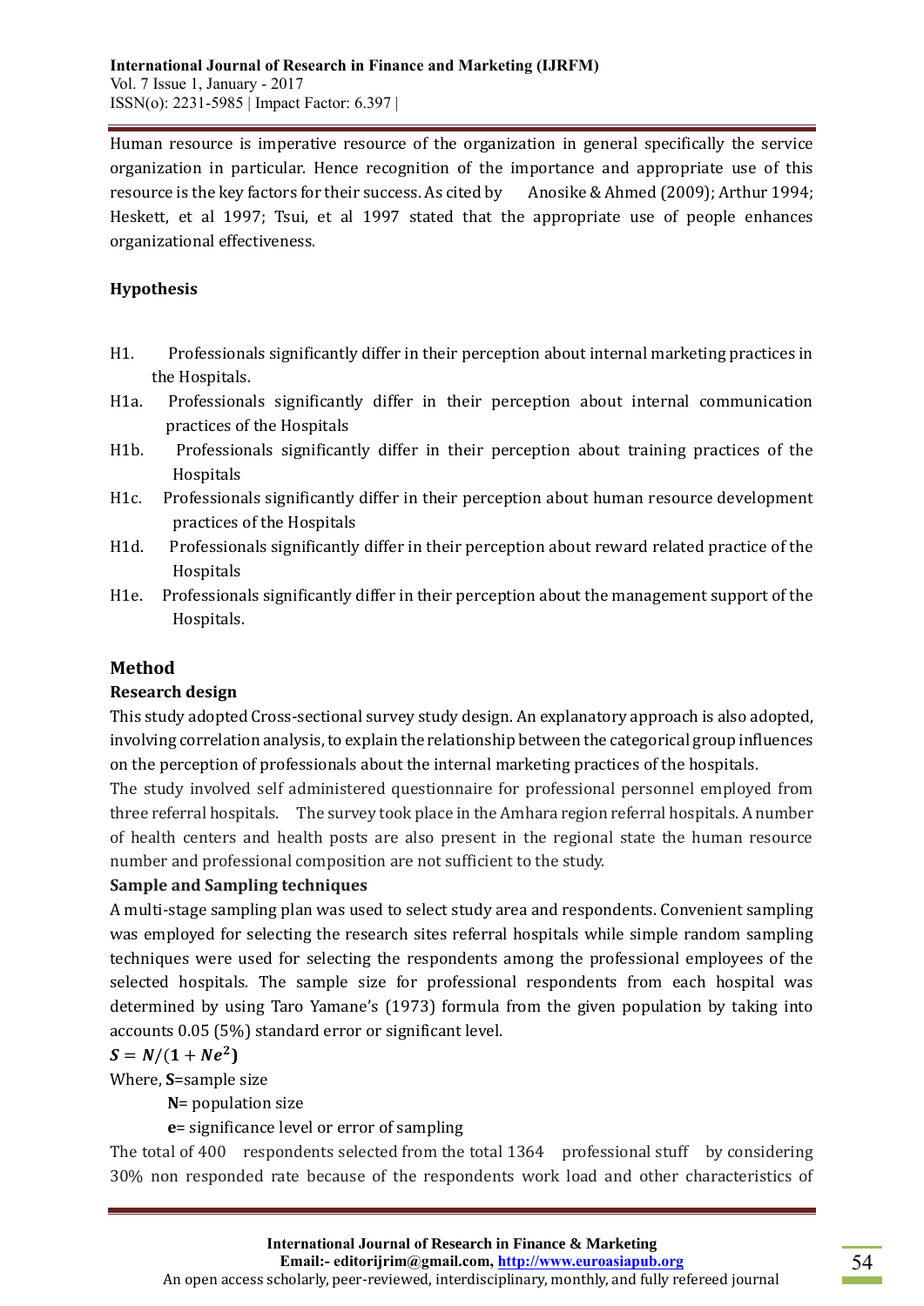Human resource is imperative resource of the organization in general specifically the service organization in particular. Hence recognition of the importance and appropriate use of this resource is the key factors for their success. As cited by Anosike & Ahmed (2009); Arthur 1994; Heskett, et al 1997; Tsui, et al 1997 stated that the appropriate use of people enhances organizational effectiveness.

### Hypothesis

- H1. Professionals significantly differ in their perception about internal marketing practices in the Hospitals.
- H1a. Professionals significantly differ in their perception about internal communication practices of the Hospitals
- H1b. Professionals significantly differ in their perception about training practices of the Hospitals
- H1c. Professionals significantly differ in their perception about human resource development practices of the Hospitals
- H1d. Professionals significantly differ in their perception about reward related practice of the Hospitals
- H1e. Professionals significantly differ in their perception about the management support of the Hospitals.

## Method

### Research design

This study adopted Cross-sectional survey study design. An explanatory approach is also adopted, involving correlation analysis, to explain the relationship between the categorical group influences on the perception of professionals about the internal marketing practices of the hospitals.

The study involved self administered questionnaire for professional personnel employed from three referral hospitals. The survey took place in the Amhara region referral hospitals. A number of health centers and health posts are also present in the regional state the human resource number and professional composition are not sufficient to the study.

### Sample and Sampling techniques

A multi-stage sampling plan was used to select study area and respondents. Convenient sampling was employed for selecting the research sites referral hospitals while simple random sampling techniques were used for selecting the respondents among the professional employees of the selected hospitals. The sample size for professional respondents from each hospital was determined by using Taro Yamane's (1973) formula from the given population by taking into accounts 0.05 (5%) standard error or significant level.

$$S = N/(1 + Ne^2)$$

Where, **S**=sample size

**N**= population size

**e**= significance level or error of sampling

The total of 400 respondents selected from the total 1364 professional stuff by considering 30% non responded rate because of the respondents work load and other characteristics of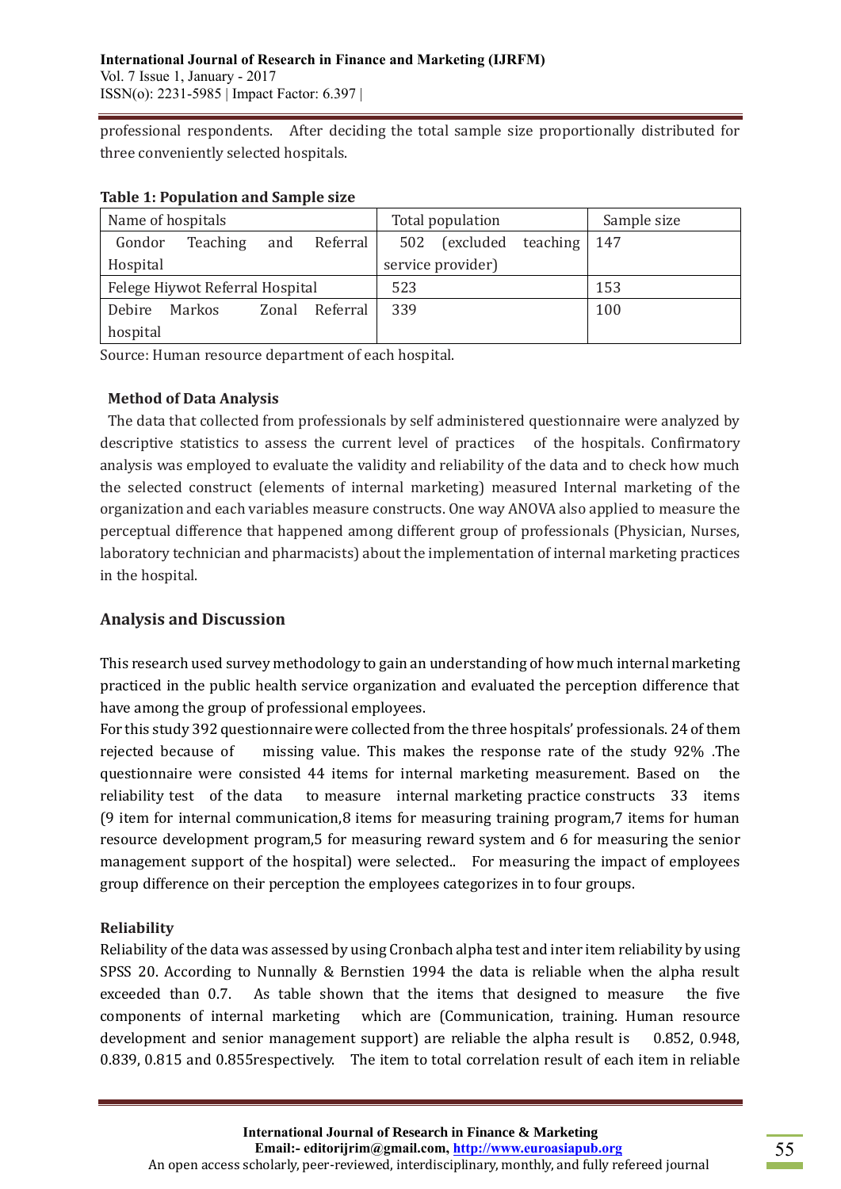professional respondents. After deciding the total sample size proportionally distributed for three conveniently selected hospitals.

**Table 1: Population and Sample size**

| Name of hospitals | Total population | Sample size |
|---|---|---|
| Gondor Teaching and Referral Hospital | 502 (excluded teaching service provider) | 147 |
| Felege Hiywot Referral Hospital | 523 | 153 |
| Debire Markos Zonal Referral hospital | 339 | 100 |

Source: Human resource department of each hospital.

**Method of Data Analysis**

The data that collected from professionals by self administered questionnaire were analyzed by descriptive statistics to assess the current level of practices of the hospitals. Confirmatory analysis was employed to evaluate the validity and reliability of the data and to check how much the selected construct (elements of internal marketing) measured Internal marketing of the organization and each variables measure constructs. One way ANOVA also applied to measure the perceptual difference that happened among different group of professionals (Physician, Nurses, laboratory technician and pharmacists) about the implementation of internal marketing practices in the hospital.

## Analysis and Discussion

This research used survey methodology to gain an understanding of how much internal marketing practiced in the public health service organization and evaluated the perception difference that have among the group of professional employees.

For this study 392 questionnaire were collected from the three hospitals' professionals. 24 of them rejected because of missing value. This makes the response rate of the study 92% .The questionnaire were consisted 44 items for internal marketing measurement. Based on the reliability test of the data to measure internal marketing practice constructs 33 items (9 item for internal communication,8 items for measuring training program,7 items for human resource development program,5 for measuring reward system and 6 for measuring the senior management support of the hospital) were selected.. For measuring the impact of employees group difference on their perception the employees categorizes in to four groups.

**Reliability**

Reliability of the data was assessed by using Cronbach alpha test and inter item reliability by using SPSS 20. According to Nunnally & Bernstien 1994 the data is reliable when the alpha result exceeded than 0.7. As table shown that the items that designed to measure the five components of internal marketing which are (Communication, training. Human resource development and senior management support) are reliable the alpha result is 0.852, 0.948, 0.839, 0.815 and 0.855respectively. The item to total correlation result of each item in reliable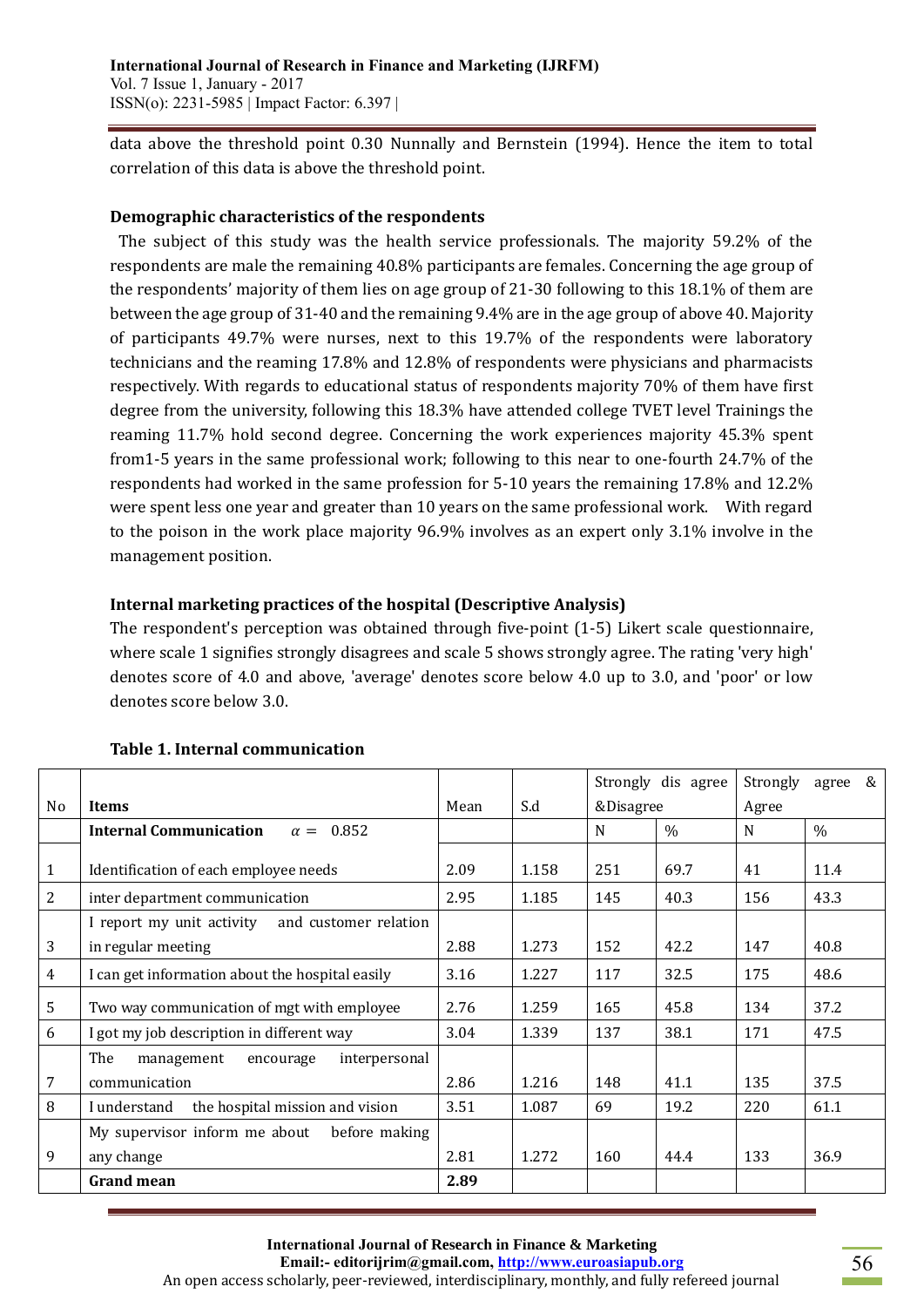data above the threshold point 0.30 Nunnally and Bernstein (1994). Hence the item to total correlation of this data is above the threshold point.

**Demographic characteristics of the respondents**

The subject of this study was the health service professionals. The majority 59.2% of the respondents are male the remaining 40.8% participants are females. Concerning the age group of the respondents' majority of them lies on age group of 21-30 following to this 18.1% of them are between the age group of 31-40 and the remaining 9.4% are in the age group of above 40. Majority of participants 49.7% were nurses, next to this 19.7% of the respondents were laboratory technicians and the reaming 17.8% and 12.8% of respondents were physicians and pharmacists respectively. With regards to educational status of respondents majority 70% of them have first degree from the university, following this 18.3% have attended college TVET level Trainings the reaming 11.7% hold second degree. Concerning the work experiences majority 45.3% spent from1-5 years in the same professional work; following to this near to one-fourth 24.7% of the respondents had worked in the same profession for 5-10 years the remaining 17.8% and 12.2% were spent less one year and greater than 10 years on the same professional work. With regard to the poison in the work place majority 96.9% involves as an expert only 3.1% involve in the management position.

**Internal marketing practices of the hospital (Descriptive Analysis)**

The respondent's perception was obtained through five-point (1-5) Likert scale questionnaire, where scale 1 signifies strongly disagrees and scale 5 shows strongly agree. The rating 'very high' denotes score of 4.0 and above, 'average' denotes score below 4.0 up to 3.0, and 'poor' or low denotes score below 3.0.

**Table 1. Internal communication**

| No | Items | Mean | S.d | Strongly dis agree &Disagree | | Strongly agree & Agree | |
|---|---|---|---|---|---|---|---|
| | **Internal Communication** $\alpha =$ 0.852 | | | N | % | N | % |
| 1 | Identification of each employee needs | 2.09 | 1.158 | 251 | 69.7 | 41 | 11.4 |
| 2 | inter department communication | 2.95 | 1.185 | 145 | 40.3 | 156 | 43.3 |
| 3 | I report my unit activity and customer relation in regular meeting | 2.88 | 1.273 | 152 | 42.2 | 147 | 40.8 |
| 4 | I can get information about the hospital easily | 3.16 | 1.227 | 117 | 32.5 | 175 | 48.6 |
| 5 | Two way communication of mgt with employee | 2.76 | 1.259 | 165 | 45.8 | 134 | 37.2 |
| 6 | I got my job description in different way | 3.04 | 1.339 | 137 | 38.1 | 171 | 47.5 |
| 7 | The management encourage interpersonal communication | 2.86 | 1.216 | 148 | 41.1 | 135 | 37.5 |
| 8 | I understand the hospital mission and vision | 3.51 | 1.087 | 69 | 19.2 | 220 | 61.1 |
| 9 | My supervisor inform me about before making any change | 2.81 | 1.272 | 160 | 44.4 | 133 | 36.9 |
| | **Grand mean** | **2.89** | | | | | |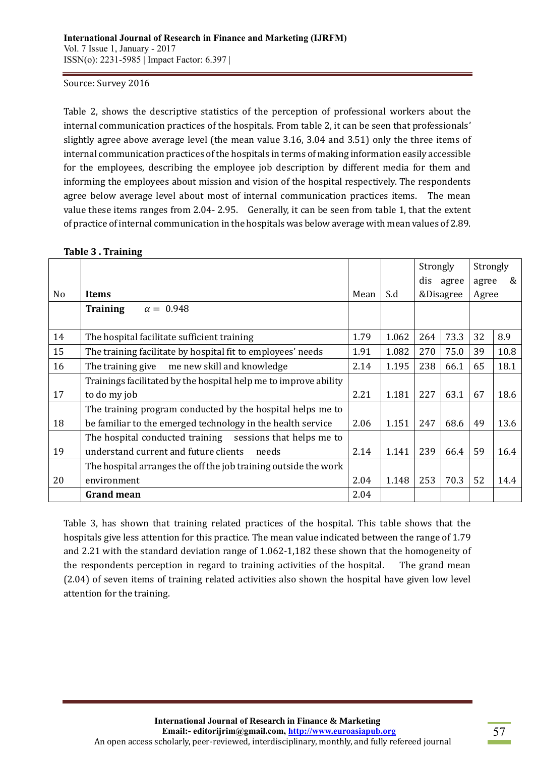Source: Survey 2016

Table 2, shows the descriptive statistics of the perception of professional workers about the internal communication practices of the hospitals. From table 2, it can be seen that professionals' slightly agree above average level (the mean value 3.16, 3.04 and 3.51) only the three items of internal communication practices of the hospitals in terms of making information easily accessible for the employees, describing the employee job description by different media for them and informing the employees about mission and vision of the hospital respectively. The respondents agree below average level about most of internal communication practices items. The mean value these items ranges from 2.04- 2.95. Generally, it can be seen from table 1, that the extent of practice of internal communication in the hospitals was below average with mean values of 2.89.

**Table 3 . Training**

| No | Items | Mean | S.d | Strongly dis agree &Disagree | | Strongly agree & Agree | |
|---|---|---|---|---|---|---|---|
| | **Training** $\alpha = 0.948$ | | | | | | |
| 14 | The hospital facilitate sufficient training | 1.79 | 1.062 | 264 | 73.3 | 32 | 8.9 |
| 15 | The training facilitate by hospital fit to employees' needs | 1.91 | 1.082 | 270 | 75.0 | 39 | 10.8 |
| 16 | The training give me new skill and knowledge | 2.14 | 1.195 | 238 | 66.1 | 65 | 18.1 |
| 17 | Trainings facilitated by the hospital help me to improve ability to do my job | 2.21 | 1.181 | 227 | 63.1 | 67 | 18.6 |
| 18 | The training program conducted by the hospital helps me to be familiar to the emerged technology in the health service | 2.06 | 1.151 | 247 | 68.6 | 49 | 13.6 |
| 19 | The hospital conducted training sessions that helps me to understand current and future clients needs | 2.14 | 1.141 | 239 | 66.4 | 59 | 16.4 |
| 20 | The hospital arranges the off the job training outside the work environment | 2.04 | 1.148 | 253 | 70.3 | 52 | 14.4 |
| | **Grand mean** | 2.04 | | | | | |

Table 3, has shown that training related practices of the hospital. This table shows that the hospitals give less attention for this practice. The mean value indicated between the range of 1.79 and 2.21 with the standard deviation range of 1.062-1,182 these shown that the homogeneity of the respondents perception in regard to training activities of the hospital. The grand mean (2.04) of seven items of training related activities also shown the hospital have given low level attention for the training.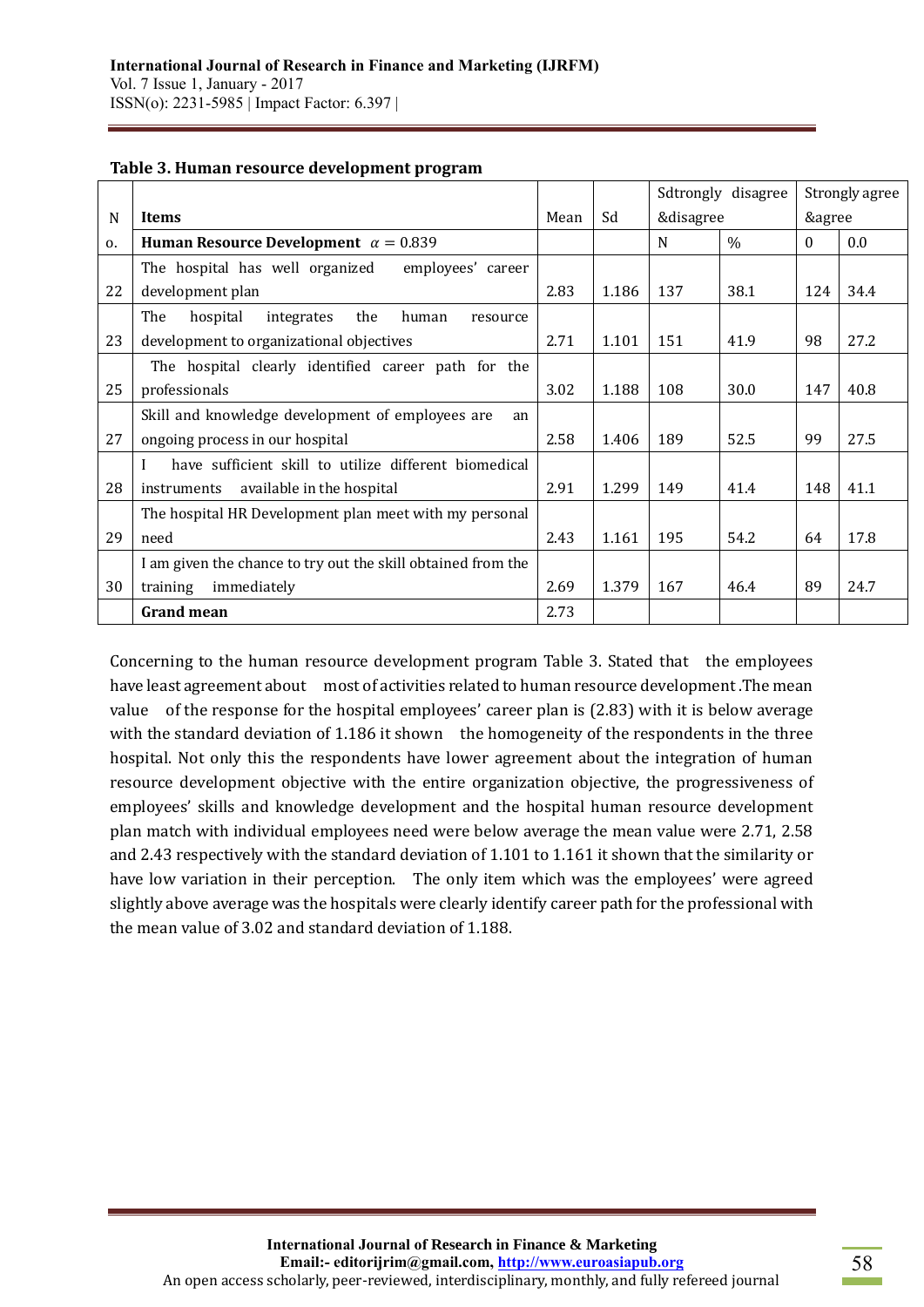**Table 3. Human resource development program**

| No. | Items | Mean | Sd | Sdtrongly disagree &disagree | | Strongly agree &agree | |
|---|---|---|---|---|---|---|---|
| | **Human Resource Development** $\alpha = 0.839$ | | | N | % | 0 | 0.0 |
| 22 | The hospital has well organized employees' career development plan | 2.83 | 1.186 | 137 | 38.1 | 124 | 34.4 |
| 23 | The hospital integrates the human resource development to organizational objectives | 2.71 | 1.101 | 151 | 41.9 | 98 | 27.2 |
| 25 | The hospital clearly identified career path for the professionals | 3.02 | 1.188 | 108 | 30.0 | 147 | 40.8 |
| 27 | Skill and knowledge development of employees are an ongoing process in our hospital | 2.58 | 1.406 | 189 | 52.5 | 99 | 27.5 |
| 28 | I have sufficient skill to utilize different biomedical instruments available in the hospital | 2.91 | 1.299 | 149 | 41.4 | 148 | 41.1 |
| 29 | The hospital HR Development plan meet with my personal need | 2.43 | 1.161 | 195 | 54.2 | 64 | 17.8 |
| 30 | I am given the chance to try out the skill obtained from the training immediately | 2.69 | 1.379 | 167 | 46.4 | 89 | 24.7 |
| | **Grand mean** | 2.73 | | | | | |

Concerning to the human resource development program Table 3. Stated that the employees have least agreement about most of activities related to human resource development .The mean value of the response for the hospital employees' career plan is (2.83) with it is below average with the standard deviation of 1.186 it shown the homogeneity of the respondents in the three hospital. Not only this the respondents have lower agreement about the integration of human resource development objective with the entire organization objective, the progressiveness of employees' skills and knowledge development and the hospital human resource development plan match with individual employees need were below average the mean value were 2.71, 2.58 and 2.43 respectively with the standard deviation of 1.101 to 1.161 it shown that the similarity or have low variation in their perception. The only item which was the employees' were agreed slightly above average was the hospitals were clearly identify career path for the professional with the mean value of 3.02 and standard deviation of 1.188.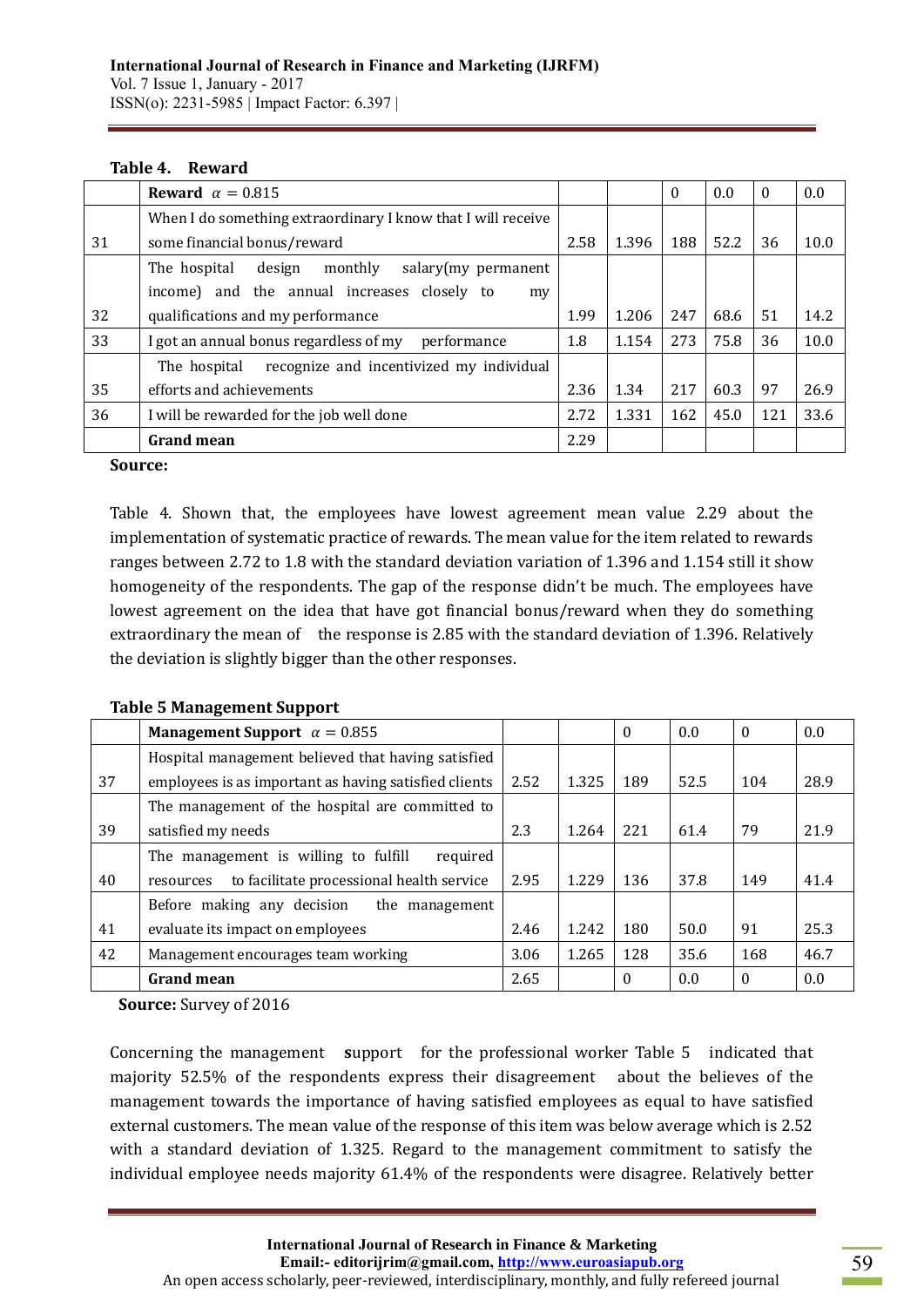**Table 4. Reward**

| | **Reward** $\alpha = 0.815$ | | | 0 | 0.0 | 0 | 0.0 |
|---|---|---|---|---|---|---|---|
| 31 | When I do something extraordinary I know that I will receive some financial bonus/reward | 2.58 | 1.396 | 188 | 52.2 | 36 | 10.0 |
| 32 | The hospital design monthly salary(my permanent income) and the annual increases closely to my qualifications and my performance | 1.99 | 1.206 | 247 | 68.6 | 51 | 14.2 |
| 33 | I got an annual bonus regardless of my performance | 1.8 | 1.154 | 273 | 75.8 | 36 | 10.0 |
| 35 | The hospital recognize and incentivized my individual efforts and achievements | 2.36 | 1.34 | 217 | 60.3 | 97 | 26.9 |
| 36 | I will be rewarded for the job well done | 2.72 | 1.331 | 162 | 45.0 | 121 | 33.6 |
| | **Grand mean** | 2.29 | | | | | |

**Source:**

Table 4. Shown that, the employees have lowest agreement mean value 2.29 about the implementation of systematic practice of rewards. The mean value for the item related to rewards ranges between 2.72 to 1.8 with the standard deviation variation of 1.396 and 1.154 still it show homogeneity of the respondents. The gap of the response didn't be much. The employees have lowest agreement on the idea that have got financial bonus/reward when they do something extraordinary the mean of the response is 2.85 with the standard deviation of 1.396. Relatively the deviation is slightly bigger than the other responses.

**Table 5 Management Support**

| | **Management Support** $\alpha = 0.855$ | | | 0 | 0.0 | 0 | 0.0 |
|---|---|---|---|---|---|---|---|
| 37 | Hospital management believed that having satisfied employees is as important as having satisfied clients | 2.52 | 1.325 | 189 | 52.5 | 104 | 28.9 |
| 39 | The management of the hospital are committed to satisfied my needs | 2.3 | 1.264 | 221 | 61.4 | 79 | 21.9 |
| 40 | The management is willing to fulfill required resources to facilitate processional health service | 2.95 | 1.229 | 136 | 37.8 | 149 | 41.4 |
| 41 | Before making any decision the management evaluate its impact on employees | 2.46 | 1.242 | 180 | 50.0 | 91 | 25.3 |
| 42 | Management encourages team working | 3.06 | 1.265 | 128 | 35.6 | 168 | 46.7 |
| | **Grand mean** | 2.65 | | 0 | 0.0 | 0 | 0.0 |

**Source:** Survey of 2016

Concerning the management **s**upport for the professional worker Table 5 indicated that majority 52.5% of the respondents express their disagreement about the believes of the management towards the importance of having satisfied employees as equal to have satisfied external customers. The mean value of the response of this item was below average which is 2.52 with a standard deviation of 1.325. Regard to the management commitment to satisfy the individual employee needs majority 61.4% of the respondents were disagree. Relatively better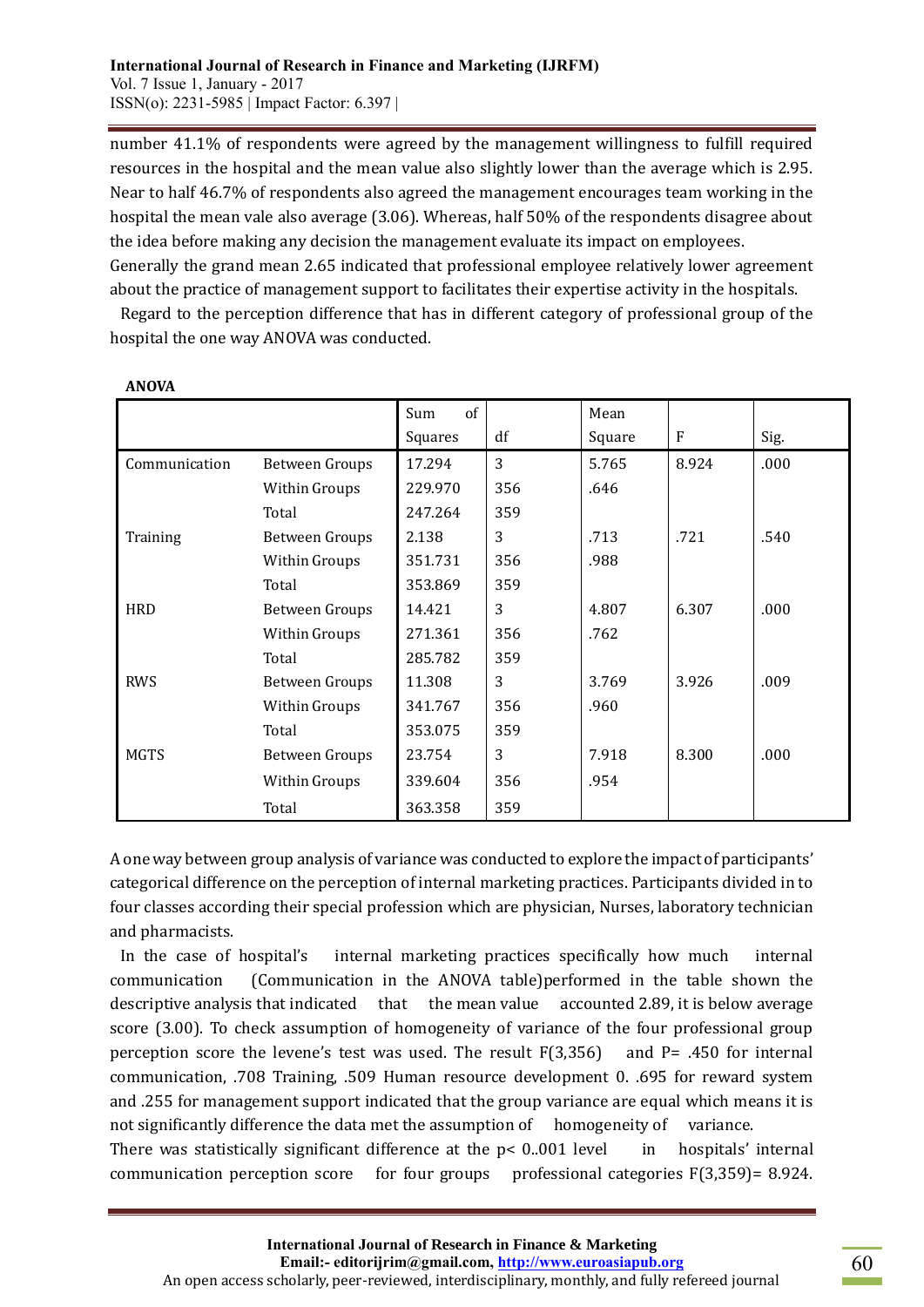number 41.1% of respondents were agreed by the management willingness to fulfill required resources in the hospital and the mean value also slightly lower than the average which is 2.95. Near to half 46.7% of respondents also agreed the management encourages team working in the hospital the mean vale also average (3.06). Whereas, half 50% of the respondents disagree about the idea before making any decision the management evaluate its impact on employees.

Generally the grand mean 2.65 indicated that professional employee relatively lower agreement about the practice of management support to facilitates their expertise activity in the hospitals.

Regard to the perception difference that has in different category of professional group of the hospital the one way ANOVA was conducted.

**ANOVA**

| | | Sum of Squares | df | Mean Square | F | Sig. |
|---|---|---|---|---|---|---|
| Communication | Between Groups | 17.294 | 3 | 5.765 | 8.924 | .000 |
| | Within Groups | 229.970 | 356 | .646 | | |
| | Total | 247.264 | 359 | | | |
| Training | Between Groups | 2.138 | 3 | .713 | .721 | .540 |
| | Within Groups | 351.731 | 356 | .988 | | |
| | Total | 353.869 | 359 | | | |
| HRD | Between Groups | 14.421 | 3 | 4.807 | 6.307 | .000 |
| | Within Groups | 271.361 | 356 | .762 | | |
| | Total | 285.782 | 359 | | | |
| RWS | Between Groups | 11.308 | 3 | 3.769 | 3.926 | .009 |
| | Within Groups | 341.767 | 356 | .960 | | |
| | Total | 353.075 | 359 | | | |
| MGTS | Between Groups | 23.754 | 3 | 7.918 | 8.300 | .000 |
| | Within Groups | 339.604 | 356 | .954 | | |
| | Total | 363.358 | 359 | | | |

A one way between group analysis of variance was conducted to explore the impact of participants' categorical difference on the perception of internal marketing practices. Participants divided in to four classes according their special profession which are physician, Nurses, laboratory technician and pharmacists.

In the case of hospital's internal marketing practices specifically how much internal communication (Communication in the ANOVA table)performed in the table shown the descriptive analysis that indicated that the mean value accounted 2.89, it is below average score (3.00). To check assumption of homogeneity of variance of the four professional group perception score the levene's test was used. The result F(3,356) and P= .450 for internal communication, .708 Training, .509 Human resource development 0. .695 for reward system and .255 for management support indicated that the group variance are equal which means it is not significantly difference the data met the assumption of homogeneity of variance.

There was statistically significant difference at the p< 0..001 level in hospitals' internal communication perception score for four groups professional categories F(3,359)= 8.924.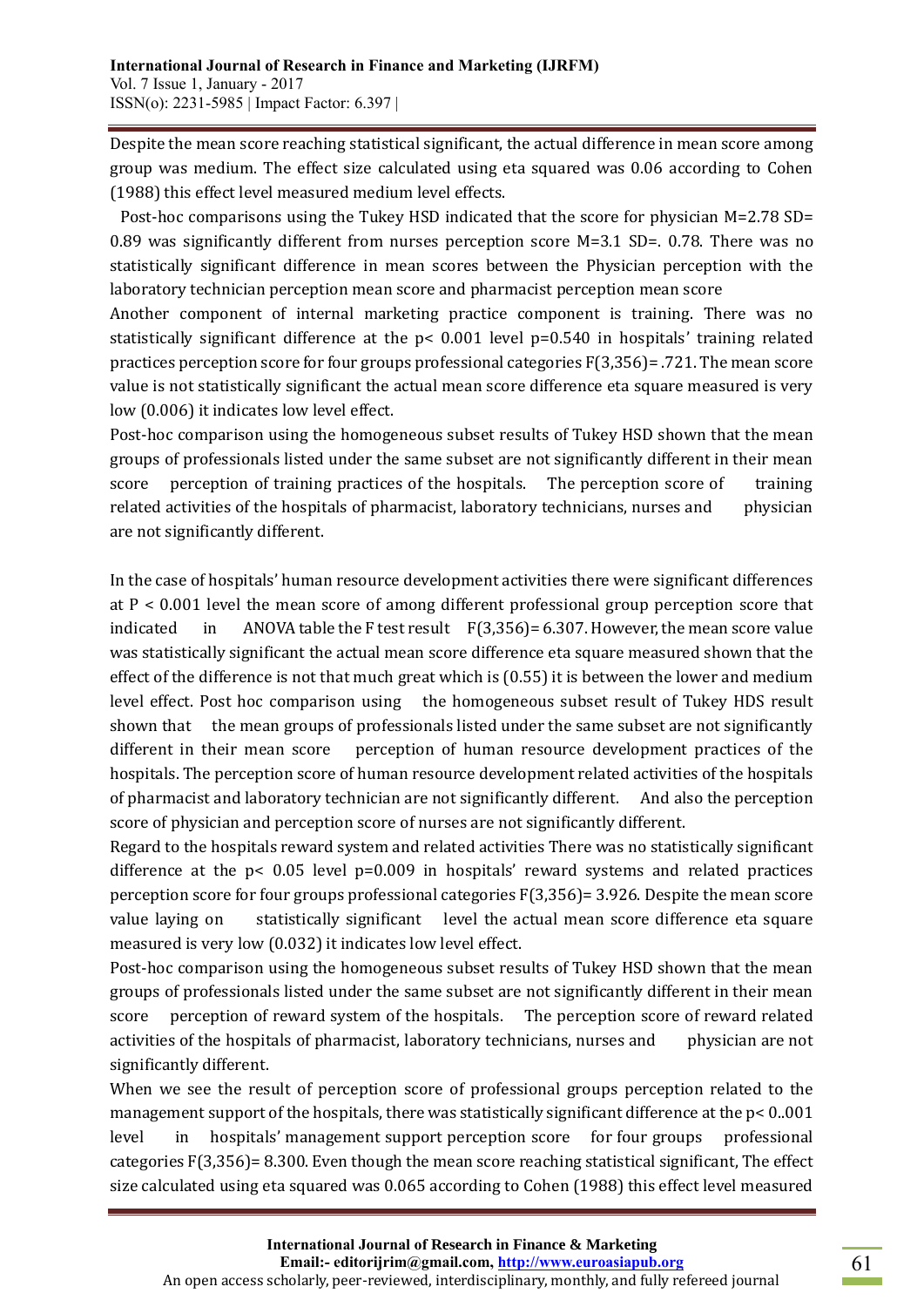Despite the mean score reaching statistical significant, the actual difference in mean score among group was medium. The effect size calculated using eta squared was 0.06 according to Cohen (1988) this effect level measured medium level effects.

Post-hoc comparisons using the Tukey HSD indicated that the score for physician M=2.78 SD= 0.89 was significantly different from nurses perception score M=3.1 SD=. 0.78. There was no statistically significant difference in mean scores between the Physician perception with the laboratory technician perception mean score and pharmacist perception mean score

Another component of internal marketing practice component is training. There was no statistically significant difference at the $p< 0.001$ level $p=0.540$ in hospitals' training related practices perception score for four groups professional categories $F(3,356)= .721$. The mean score value is not statistically significant the actual mean score difference eta square measured is very low (0.006) it indicates low level effect.

Post-hoc comparison using the homogeneous subset results of Tukey HSD shown that the mean groups of professionals listed under the same subset are not significantly different in their mean score perception of training practices of the hospitals. The perception score of training related activities of the hospitals of pharmacist, laboratory technicians, nurses and physician are not significantly different.

In the case of hospitals' human resource development activities there were significant differences at $P < 0.001$ level the mean score of among different professional group perception score that indicated in ANOVA table the F test result $F(3,356)= 6.307$. However, the mean score value was statistically significant the actual mean score difference eta square measured shown that the effect of the difference is not that much great which is (0.55) it is between the lower and medium level effect. Post hoc comparison using the homogeneous subset result of Tukey HDS result shown that the mean groups of professionals listed under the same subset are not significantly different in their mean score perception of human resource development practices of the hospitals. The perception score of human resource development related activities of the hospitals of pharmacist and laboratory technician are not significantly different. And also the perception score of physician and perception score of nurses are not significantly different.

Regard to the hospitals reward system and related activities There was no statistically significant difference at the $p< 0.05$ level $p=0.009$ in hospitals' reward systems and related practices perception score for four groups professional categories $F(3,356)= 3.926$. Despite the mean score value laying on statistically significant level the actual mean score difference eta square measured is very low (0.032) it indicates low level effect.

Post-hoc comparison using the homogeneous subset results of Tukey HSD shown that the mean groups of professionals listed under the same subset are not significantly different in their mean score perception of reward system of the hospitals. The perception score of reward related activities of the hospitals of pharmacist, laboratory technicians, nurses and physician are not significantly different.

When we see the result of perception score of professional groups perception related to the management support of the hospitals, there was statistically significant difference at the p< 0..001 level in hospitals' management support perception score for four groups professional categories $F(3,356)= 8.300$. Even though the mean score reaching statistical significant, The effect size calculated using eta squared was 0.065 according to Cohen (1988) this effect level measured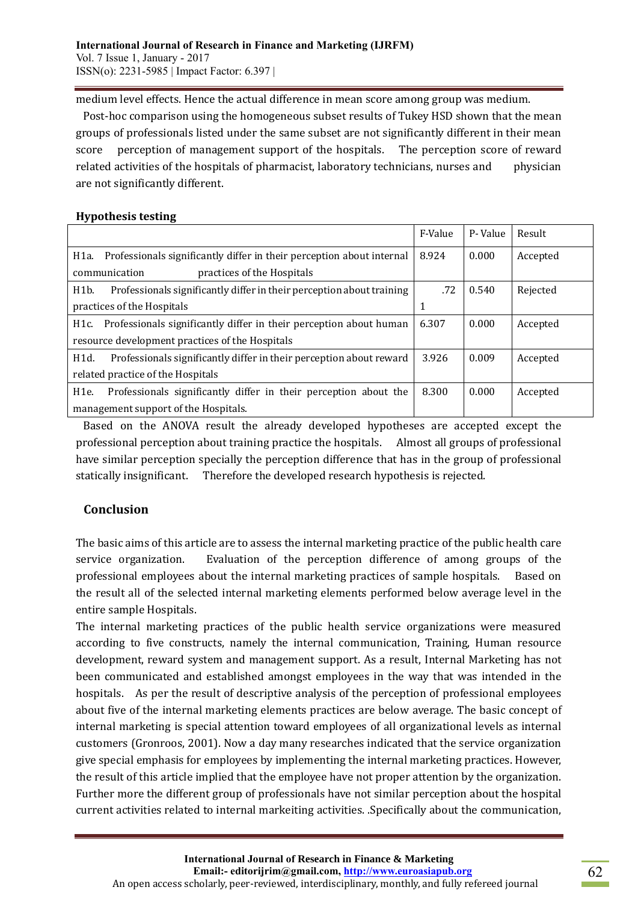medium level effects. Hence the actual difference in mean score among group was medium.

Post-hoc comparison using the homogeneous subset results of Tukey HSD shown that the mean groups of professionals listed under the same subset are not significantly different in their mean score perception of management support of the hospitals. The perception score of reward related activities of the hospitals of pharmacist, laboratory technicians, nurses and physician are not significantly different.

**Hypothesis testing**

| | F-Value | P- Value | Result |
|---|---|---|---|
| H1a. Professionals significantly differ in their perception about internal communication practices of the Hospitals | 8.924 | 0.000 | Accepted |
| H1b. Professionals significantly differ in their perception about training practices of the Hospitals | .721 | 0.540 | Rejected |
| H1c. Professionals significantly differ in their perception about human resource development practices of the Hospitals | 6.307 | 0.000 | Accepted |
| H1d. Professionals significantly differ in their perception about reward related practice of the Hospitals | 3.926 | 0.009 | Accepted |
| H1e. Professionals significantly differ in their perception about the management support of the Hospitals. | 8.300 | 0.000 | Accepted |

Based on the ANOVA result the already developed hypotheses are accepted except the professional perception about training practice the hospitals. Almost all groups of professional have similar perception specially the perception difference that has in the group of professional statically insignificant. Therefore the developed research hypothesis is rejected.

## Conclusion

The basic aims of this article are to assess the internal marketing practice of the public health care service organization. Evaluation of the perception difference of among groups of the professional employees about the internal marketing practices of sample hospitals. Based on the result all of the selected internal marketing elements performed below average level in the entire sample Hospitals.

The internal marketing practices of the public health service organizations were measured according to five constructs, namely the internal communication, Training, Human resource development, reward system and management support. As a result, Internal Marketing has not been communicated and established amongst employees in the way that was intended in the hospitals. As per the result of descriptive analysis of the perception of professional employees about five of the internal marketing elements practices are below average. The basic concept of internal marketing is special attention toward employees of all organizational levels as internal customers (Gronroos, 2001). Now a day many researches indicated that the service organization give special emphasis for employees by implementing the internal marketing practices. However, the result of this article implied that the employee have not proper attention by the organization. Further more the different group of professionals have not similar perception about the hospital current activities related to internal markeiting activities. .Specifically about the communication,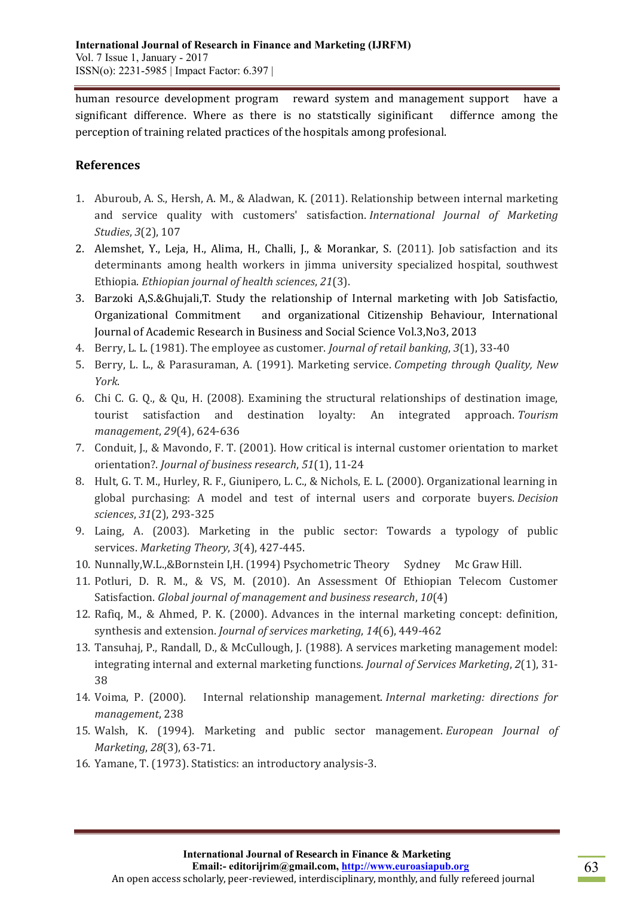human resource development program reward system and management support have a significant difference. Where as there is no statstically siginificant differnce among the perception of training related practices of the hospitals among profesional.

## References

1. Aburoub, A. S., Hersh, A. M., & Aladwan, K. (2011). Relationship between internal marketing and service quality with customers' satisfaction. *International Journal of Marketing Studies*, *3*(2), 107
2. Alemshet, Y., Leja, H., Alima, H., Challi, J., & Morankar, S. (2011). Job satisfaction and its determinants among health workers in jimma university specialized hospital, southwest Ethiopia. *Ethiopian journal of health sciences*, *21*(3).
3. Barzoki A,S.&Ghujali,T. Study the relationship of Internal marketing with Job Satisfactio, Organizational Commitment and organizational Citizenship Behaviour, International Journal of Academic Research in Business and Social Science Vol.3,No3, 2013
4. Berry, L. L. (1981). The employee as customer. *Journal of retail banking*, *3*(1), 33-40
5. Berry, L. L., & Parasuraman, A. (1991). Marketing service. *Competing through Quality, New York*.
6. Chi C. G. Q., & Qu, H. (2008). Examining the structural relationships of destination image, tourist satisfaction and destination loyalty: An integrated approach. *Tourism management*, *29*(4), 624-636
7. Conduit, J., & Mavondo, F. T. (2001). How critical is internal customer orientation to market orientation?. *Journal of business research*, *51*(1), 11-24
8. Hult, G. T. M., Hurley, R. F., Giunipero, L. C., & Nichols, E. L. (2000). Organizational learning in global purchasing: A model and test of internal users and corporate buyers. *Decision sciences*, *31*(2), 293-325
9. Laing, A. (2003). Marketing in the public sector: Towards a typology of public services. *Marketing Theory*, *3*(4), 427-445.
10. Nunnally,W.L.,&Bornstein I,H. (1994) Psychometric Theory Sydney Mc Graw Hill.
11. Potluri, D. R. M., & VS, M. (2010). An Assessment Of Ethiopian Telecom Customer Satisfaction. *Global journal of management and business research*, *10*(4)
12. Rafiq, M., & Ahmed, P. K. (2000). Advances in the internal marketing concept: definition, synthesis and extension. *Journal of services marketing*, *14*(6), 449-462
13. Tansuhaj, P., Randall, D., & McCullough, J. (1988). A services marketing management model: integrating internal and external marketing functions. *Journal of Services Marketing*, *2*(1), 31-38
14. Voima, P. (2000). Internal relationship management. *Internal marketing: directions for management*, 238
15. Walsh, K. (1994). Marketing and public sector management. *European Journal of Marketing*, *28*(3), 63-71.
16. Yamane, T. (1973). Statistics: an introductory analysis-3.